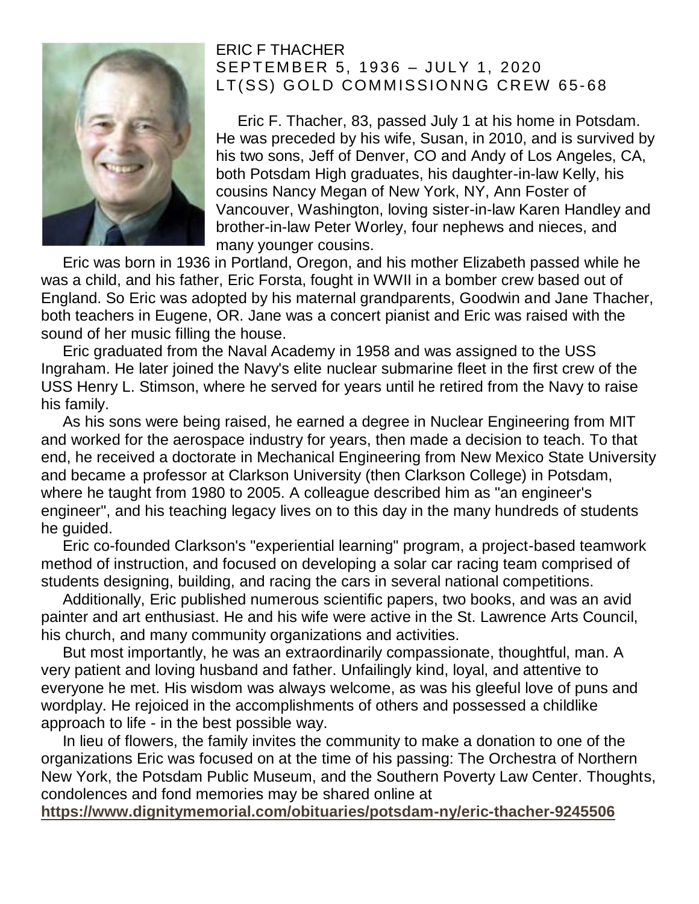# ERIC F THACHER

## SEPTEMBER 5, 1936 – JULY 1, 2020

## LT(SS) GOLD COMMISSIONNG CREW 65-68

Eric F. Thacher, 83, passed July 1 at his home in Potsdam. He was preceded by his wife, Susan, in 2010, and is survived by his two sons, Jeff of Denver, CO and Andy of Los Angeles, CA, both Potsdam High graduates, his daughter-in-law Kelly, his cousins Nancy Megan of New York, NY, Ann Foster of Vancouver, Washington, loving sister-in-law Karen Handley and brother-in-law Peter Worley, four nephews and nieces, and many younger cousins.

Eric was born in 1936 in Portland, Oregon, and his mother Elizabeth passed while he was a child, and his father, Eric Forsta, fought in WWII in a bomber crew based out of England. So Eric was adopted by his maternal grandparents, Goodwin and Jane Thacher, both teachers in Eugene, OR. Jane was a concert pianist and Eric was raised with the sound of her music filling the house.

Eric graduated from the Naval Academy in 1958 and was assigned to the USS Ingraham. He later joined the Navy's elite nuclear submarine fleet in the first crew of the USS Henry L. Stimson, where he served for years until he retired from the Navy to raise his family.

As his sons were being raised, he earned a degree in Nuclear Engineering from MIT and worked for the aerospace industry for years, then made a decision to teach. To that end, he received a doctorate in Mechanical Engineering from New Mexico State University and became a professor at Clarkson University (then Clarkson College) in Potsdam, where he taught from 1980 to 2005. A colleague described him as "an engineer's engineer", and his teaching legacy lives on to this day in the many hundreds of students he guided.

Eric co-founded Clarkson's "experiential learning" program, a project-based teamwork method of instruction, and focused on developing a solar car racing team comprised of students designing, building, and racing the cars in several national competitions.

Additionally, Eric published numerous scientific papers, two books, and was an avid painter and art enthusiast. He and his wife were active in the St. Lawrence Arts Council, his church, and many community organizations and activities.

But most importantly, he was an extraordinarily compassionate, thoughtful, man. A very patient and loving husband and father. Unfailingly kind, loyal, and attentive to everyone he met. His wisdom was always welcome, as was his gleeful love of puns and wordplay. He rejoiced in the accomplishments of others and possessed a childlike approach to life - in the best possible way.

In lieu of flowers, the family invites the community to make a donation to one of the organizations Eric was focused on at the time of his passing: The Orchestra of Northern New York, the Potsdam Public Museum, and the Southern Poverty Law Center. Thoughts, condolences and fond memories may be shared online at

**https://www.dignitymemorial.com/obituaries/potsdam-ny/eric-thacher-9245506**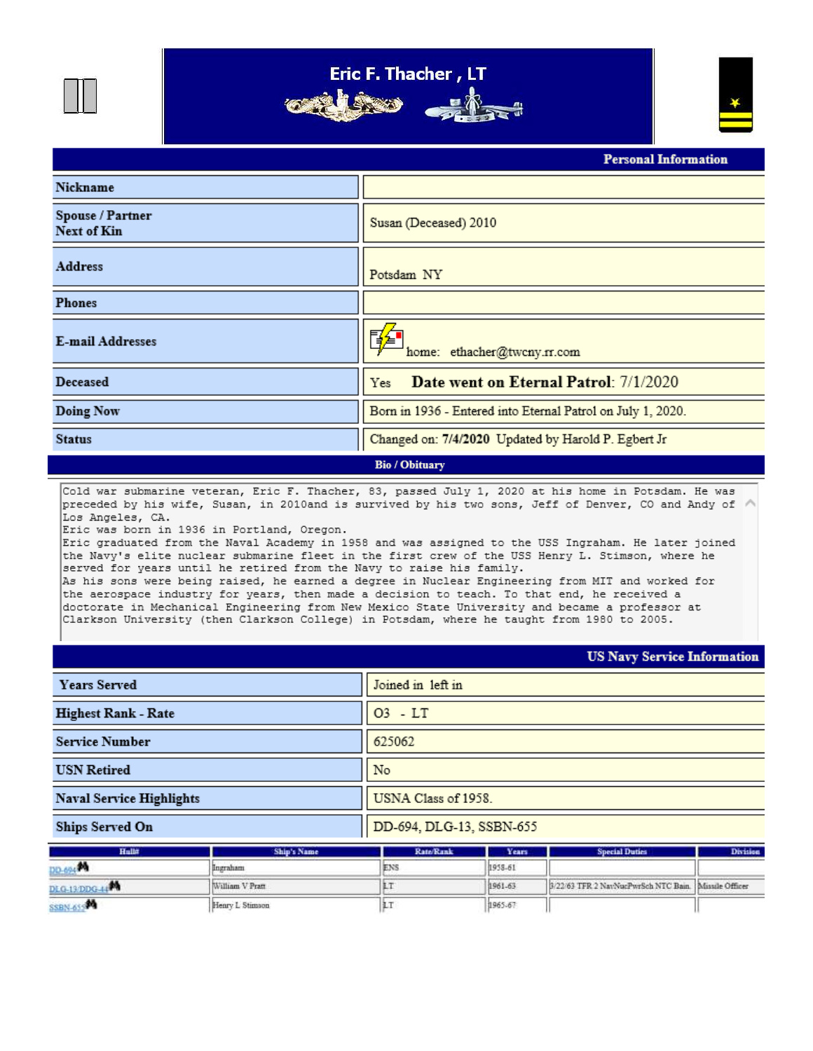# Eric F. Thacher , LT

## Personal Information

| | |
|---|---|
| **Nickname** | |
| **Spouse / Partner Next of Kin** | Susan (Deceased) 2010 |
| **Address** | Potsdam NY |
| **Phones** | |
| **E-mail Addresses** | home: ethacher@twcny.rr.com |
| **Deceased** | Yes **Date went on Eternal Patrol**: 7/1/2020 |
| **Doing Now** | Born in 1936 - Entered into Eternal Patrol on July 1, 2020. |
| **Status** | Changed on: **7/4/2020** Updated by Harold P. Egbert Jr |

## Bio / Obituary

Cold war submarine veteran, Eric F. Thacher, 83, passed July 1, 2020 at his home in Potsdam. He was preceded by his wife, Susan, in 2010and is survived by his two sons, Jeff of Denver, CO and Andy of Los Angeles, CA.
Eric was born in 1936 in Portland, Oregon.
Eric graduated from the Naval Academy in 1958 and was assigned to the USS Ingraham. He later joined the Navy's elite nuclear submarine fleet in the first crew of the USS Henry L. Stimson, where he served for years until he retired from the Navy to raise his family.
As his sons were being raised, he earned a degree in Nuclear Engineering from MIT and worked for the aerospace industry for years, then made a decision to teach. To that end, he received a doctorate in Mechanical Engineering from New Mexico State University and became a professor at Clarkson University (then Clarkson College) in Potsdam, where he taught from 1980 to 2005.

## US Navy Service Information

| | |
|---|---|
| **Years Served** | Joined in left in |
| **Highest Rank - Rate** | O3 - LT |
| **Service Number** | 625062 |
| **USN Retired** | No |
| **Naval Service Highlights** | USNA Class of 1958. |
| **Ships Served On** | DD-694, DLG-13, SSBN-655 |

| Hull# | Ship's Name | Rate/Rank | Years | Special Duties | Division |
|---|---|---|---|---|---|
| DD-694 | Ingraham | ENS | 1958-61 | | |
| DLG-13/DDG-44 | William V Pratt | LT | 1961-63 | 3/22/63 TFR 2 NavNucPwrSch NTC Bain. | Missile Officer |
| SSBN-655 | Henry L Stimson | LT | 1965-67 | | |